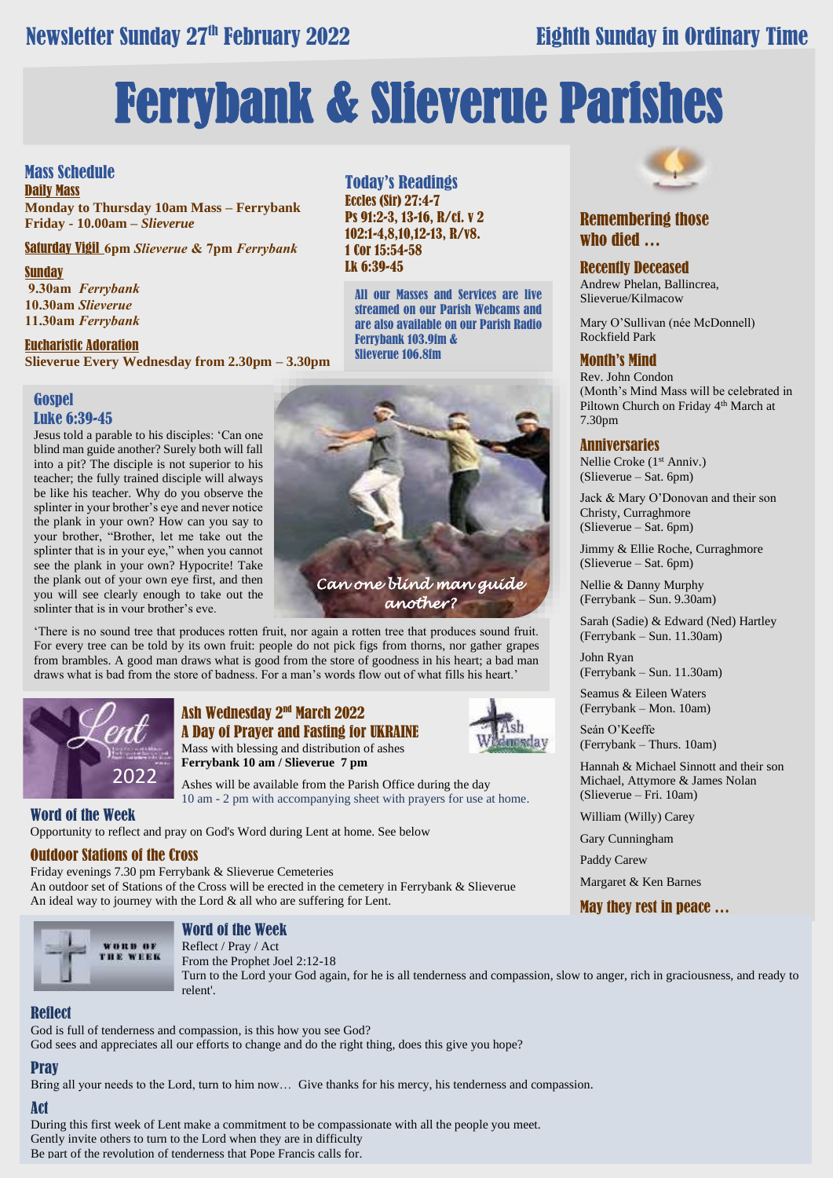Newsletter Sunday 27th February 2022 — Eighth Sunday in Ordinary Time

# Ferrybank & Slieverue Parishes

## Mass Schedule

**Daily Mass**

**Monday to Thursday 10am Mass – Ferrybank**
**Friday - 10.00am – *Slieverue***

**Saturday Vigil** **6pm *Slieverue* & 7pm *Ferrybank***

**Sunday**

**9.30am *Ferrybank***
**10.30am *Slieverue***
**11.30am *Ferrybank***

**Eucharistic Adoration**

**Slieverue Every Wednesday from 2.30pm – 3.30pm**

## Today's Readings

Eccles (Sir) 27:4-7
Ps 91:2-3, 13-16, R/cf. v 2
102:1-4,8,10,12-13, R/v8.
1 Cor 15:54-58
Lk 6:39-45

All our Masses and Services are live streamed on our Parish Webcams and are also available on our Parish Radio Ferrybank 103.9fm & Slieverue 106.8fm

## Gospel
### Luke 6:39-45

Jesus told a parable to his disciples: 'Can one blind man guide another? Surely both will fall into a pit? The disciple is not superior to his teacher; the fully trained disciple will always be like his teacher. Why do you observe the splinter in your brother's eye and never notice the plank in your own? How can you say to your brother, "Brother, let me take out the splinter that is in your eye," when you cannot see the plank in your own? Hypocrite! Take the plank out of your own eye first, and then you will see clearly enough to take out the splinter that is in your brother's eye.

*Can one blind man guide another?*

'There is no sound tree that produces rotten fruit, nor again a rotten tree that produces sound fruit. For every tree can be told by its own fruit: people do not pick figs from thorns, nor gather grapes from brambles. A good man draws what is good from the store of goodness in his heart; a bad man draws what is bad from the store of badness. For a man's words flow out of what fills his heart.'

## Ash Wednesday 2nd March 2022
### A Day of Prayer and Fasting for UKRAINE

Mass with blessing and distribution of ashes
**Ferrybank 10 am / Slieverue 7 pm**

Ashes will be available from the Parish Office during the day 10 am - 2 pm with accompanying sheet with prayers for use at home.

## Word of the Week

Opportunity to reflect and pray on God's Word during Lent at home. See below

## Outdoor Stations of the Cross

Friday evenings 7.30 pm Ferrybank & Slieverue Cemeteries
An outdoor set of Stations of the Cross will be erected in the cemetery in Ferrybank & Slieverue
An ideal way to journey with the Lord & all who are suffering for Lent.

## Remembering those who died …

### Recently Deceased

Andrew Phelan, Ballincrea, Slieverue/Kilmacow

Mary O'Sullivan (née McDonnell) Rockfield Park

### Month's Mind

Rev. John Condon
(Month's Mind Mass will be celebrated in Piltown Church on Friday 4th March at 7.30pm

### Anniversaries

Nellie Croke (1st Anniv.)
(Slieverue – Sat. 6pm)

Jack & Mary O'Donovan and their son Christy, Curraghmore
(Slieverue – Sat. 6pm)

Jimmy & Ellie Roche, Curraghmore
(Slieverue – Sat. 6pm)

Nellie & Danny Murphy
(Ferrybank – Sun. 9.30am)

Sarah (Sadie) & Edward (Ned) Hartley
(Ferrybank – Sun. 11.30am)

John Ryan
(Ferrybank – Sun. 11.30am)

Seamus & Eileen Waters
(Ferrybank – Mon. 10am)

Seán O'Keeffe
(Ferrybank – Thurs. 10am)

Hannah & Michael Sinnott and their son Michael, Attymore & James Nolan
(Slieverue – Fri. 10am)

William (Willy) Carey

Gary Cunningham

Paddy Carew

Margaret & Ken Barnes

**May they rest in peace …**

## Word of the Week

Reflect / Pray / Act
From the Prophet Joel 2:12-18
Turn to the Lord your God again, for he is all tenderness and compassion, slow to anger, rich in graciousness, and ready to relent'.

### Reflect

God is full of tenderness and compassion, is this how you see God?
God sees and appreciates all our efforts to change and do the right thing, does this give you hope?

### Pray

Bring all your needs to the Lord, turn to him now… Give thanks for his mercy, his tenderness and compassion.

### Act

During this first week of Lent make a commitment to be compassionate with all the people you meet.
Gently invite others to turn to the Lord when they are in difficulty
Be part of the revolution of tenderness that Pope Francis calls for.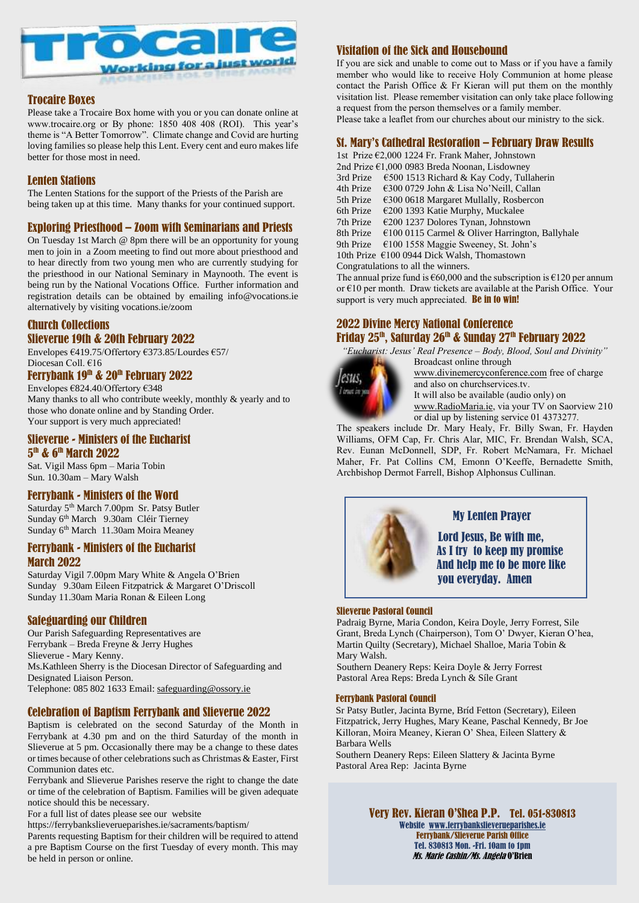## Trocaire Boxes

Please take a Trocaire Box home with you or you can donate online at www.trocaire.org or By phone: 1850 408 408 (ROI). This year's theme is "A Better Tomorrow". Climate change and Covid are hurting loving families so please help this Lent. Every cent and euro makes life better for those most in need.

## Lenten Stations

The Lenten Stations for the support of the Priests of the Parish are being taken up at this time. Many thanks for your continued support.

## Exploring Priesthood – Zoom with Seminarians and Priests

On Tuesday 1st March @ 8pm there will be an opportunity for young men to join in a Zoom meeting to find out more about priesthood and to hear directly from two young men who are currently studying for the priesthood in our National Seminary in Maynooth. The event is being run by the National Vocations Office. Further information and registration details can be obtained by emailing info@vocations.ie alternatively by visiting vocations.ie/zoom

## Church Collections

### Slieverue 19th & 20th February 2022

Envelopes €419.75/Offertory €373.85/Lourdes €57/ Diocesan Coll. €16

### Ferrybank 19th & 20th February 2022

Envelopes €824.40/Offertory €348

Many thanks to all who contribute weekly, monthly & yearly and to those who donate online and by Standing Order.
Your support is very much appreciated!

## Slieverue - Ministers of the Eucharist 5th & 6th March 2022

Sat. Vigil Mass 6pm – Maria Tobin
Sun. 10.30am – Mary Walsh

## Ferrybank - Ministers of the Word

Saturday 5th March 7.00pm Sr. Patsy Butler
Sunday 6th March 9.30am Cléir Tierney
Sunday 6th March 11.30am Moira Meaney

## Ferrybank - Ministers of the Eucharist March 2022

Saturday Vigil 7.00pm Mary White & Angela O'Brien
Sunday 9.30am Eileen Fitzpatrick & Margaret O'Driscoll
Sunday 11.30am Maria Ronan & Eileen Long

## Safeguarding our Children

Our Parish Safeguarding Representatives are
Ferrybank – Breda Freyne & Jerry Hughes
Slieverue - Mary Kenny.
Ms.Kathleen Sherry is the Diocesan Director of Safeguarding and Designated Liaison Person.
Telephone: 085 802 1633 Email: safeguarding@ossory.ie

## Celebration of Baptism Ferrybank and Slieverue 2022

Baptism is celebrated on the second Saturday of the Month in Ferrybank at 4.30 pm and on the third Saturday of the month in Slieverue at 5 pm. Occasionally there may be a change to these dates or times because of other celebrations such as Christmas & Easter, First Communion dates etc.

Ferrybank and Slieverue Parishes reserve the right to change the date or time of the celebration of Baptism. Families will be given adequate notice should this be necessary.

For a full list of dates please see our website
https://ferrybankslieverueparishes.ie/sacraments/baptism/

Parents requesting Baptism for their children will be required to attend a pre Baptism Course on the first Tuesday of every month. This may be held in person or online.

## Visitation of the Sick and Housebound

If you are sick and unable to come out to Mass or if you have a family member who would like to receive Holy Communion at home please contact the Parish Office & Fr Kieran will put them on the monthly visitation list. Please remember visitation can only take place following a request from the person themselves or a family member.
Please take a leaflet from our churches about our ministry to the sick.

## St. Mary's Cathedral Restoration – February Draw Results

1st Prize €2,000 1224 Fr. Frank Maher, Johnstown
2nd Prize €1,000 0983 Breda Noonan, Lisdowney
3rd Prize €500 1513 Richard & Kay Cody, Tullaherin
4th Prize €300 0729 John & Lisa No'Neill, Callan
5th Prize €300 0618 Margaret Mullally, Rosbercon
6th Prize €200 1393 Katie Murphy, Muckalee
7th Prize €200 1237 Dolores Tynan, Johnstown
8th Prize €100 0115 Carmel & Oliver Harrington, Ballyhale
9th Prize €100 1558 Maggie Sweeney, St. John's
10th Prize €100 0944 Dick Walsh, Thomastown
Congratulations to all the winners.

The annual prize fund is €60,000 and the subscription is €120 per annum or €10 per month. Draw tickets are available at the Parish Office. Your support is very much appreciated. **Be in to win!**

## 2022 Divine Mercy National Conference Friday 25th, Saturday 26th & Sunday 27th February 2022

*"Eucharist: Jesus' Real Presence – Body, Blood, Soul and Divinity"*

Broadcast online through www.divinemercyconference.com free of charge and also on churchservices.tv.
It will also be available (audio only) on www.RadioMaria.ie, via your TV on Saorview 210 or dial up by listening service 01 4373277.

The speakers include Dr. Mary Healy, Fr. Billy Swan, Fr. Hayden Williams, OFM Cap, Fr. Chris Alar, MIC, Fr. Brendan Walsh, SCA, Rev. Eunan McDonnell, SDP, Fr. Robert McNamara, Fr. Michael Maher, Fr. Pat Collins CM, Emonn O'Keeffe, Bernadette Smith, Archbishop Dermot Farrell, Bishop Alphonsus Cullinan.

### My Lenten Prayer

**Lord Jesus, Be with me,
As I try to keep my promise
And help me to be more like
you everyday. Amen**

### Slieverue Pastoral Council

Padraig Byrne, Maria Condon, Keira Doyle, Jerry Forrest, Sile Grant, Breda Lynch (Chairperson), Tom O' Dwyer, Kieran O'hea, Martin Quilty (Secretary), Michael Shalloe, Maria Tobin & Mary Walsh.
Southern Deanery Reps: Keira Doyle & Jerry Forrest
Pastoral Area Reps: Breda Lynch & Síle Grant

### Ferrybank Pastoral Council

Sr Patsy Butler, Jacinta Byrne, Bríd Fetton (Secretary), Eileen Fitzpatrick, Jerry Hughes, Mary Keane, Paschal Kennedy, Br Joe Killoran, Moira Meaney, Kieran O' Shea, Eileen Slattery & Barbara Wells
Southern Deanery Reps: Eileen Slattery & Jacinta Byrne
Pastoral Area Rep: Jacinta Byrne

**Very Rev. Kieran O'Shea P.P. Tel. 051-830813**
**Website www.ferrybankslieverueparishes.ie**
**Ferrybank/Slieverue Parish Office**
**Tel. 830813 Mon. -Fri. 10am to 1pm**
***Ms. Marie Cashin/Ms. Angela* O'Brien**